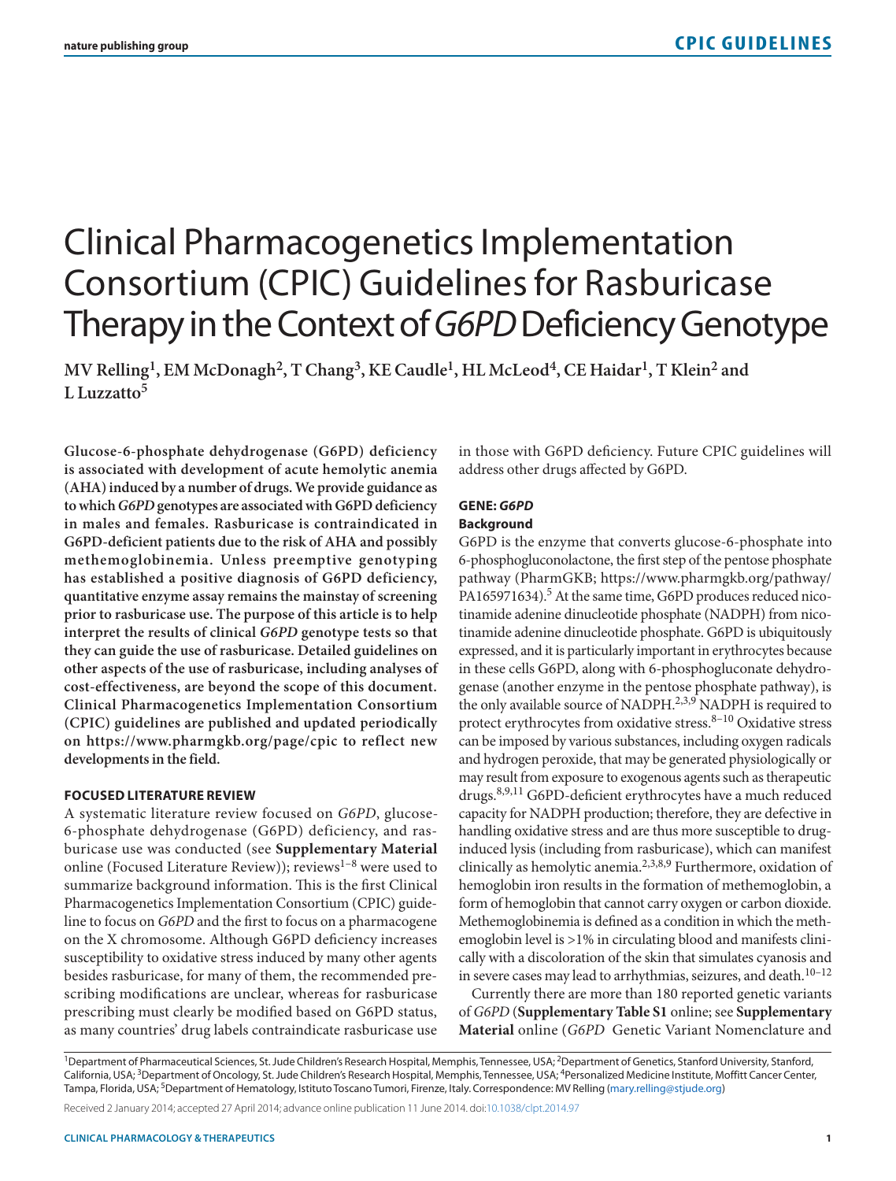# Clinical Pharmacogenetics Implementation Consortium (CPIC) Guidelines for Rasburicase Therapy in the Context of *G6PD* Deficiency Genotype

**MV Relling[1], EM McDonagh[2], T Chang[3], KE Caudle[1], HL McLeod[4], CE Haidar[1], T Klein[2] and L Luzzato[5]**

**Glucose-6-phosphate dehydrogenase (G6PD) deficiency is associated with development of acute hemolytic anemia (AHA) induced by a number of drugs. We provide guidance as to which *G6PD* genotypes are associated with G6PD deficiency in males and females. Rasburicase is contraindicated in G6PD-deficient patients due to the risk of AHA and possibly methemoglobinemia. Unless preemptive genotyping has established a positive diagnosis of G6PD deficiency, quantitative enzyme assay remains the mainstay of screening prior to rasburicase use. The purpose of this article is to help interpret the results of clinical *G6PD* genotype tests so that they can guide the use of rasburicase. Detailed guidelines on other aspects of the use of rasburicase, including analyses of cost-effectiveness, are beyond the scope of this document. Clinical Pharmacogenetics Implementation Consortium (CPIC) guidelines are published and updated periodically on https://www.pharmgkb.org/page/cpic to reflect new developments in the field.**

## FOCUSED LITERATURE REVIEW

A systematic literature review focused on *G6PD*, glucose-6-phosphate dehydrogenase (G6PD) deficiency, and rasburicase use was conducted (see **Supplementary Material** online (Focused Literature Review)); reviews[1–8] were used to summarize background information. This is the first Clinical Pharmacogenetics Implementation Consortium (CPIC) guideline to focus on *G6PD* and the first to focus on a pharmacogene on the X chromosome. Although G6PD deficiency increases susceptibility to oxidative stress induced by many other agents besides rasburicase, for many of them, the recommended prescribing modifications are unclear, whereas for rasburicase prescribing must clearly be modified based on G6PD status, as many countries' drug labels contraindicate rasburicase use in those with G6PD deficiency. Future CPIC guidelines will address other drugs affected by G6PD.

## GENE: *G6PD*

### Background

G6PD is the enzyme that converts glucose-6-phosphate into 6-phosphogluconolactone, the first step of the pentose phosphate pathway (PharmGKB; https://www.pharmgkb.org/pathway/PA165971634).[5] At the same time, G6PD produces reduced nicotinamide adenine dinucleotide phosphate (NADPH) from nicotinamide adenine dinucleotide phosphate. G6PD is ubiquitously expressed, and it is particularly important in erythrocytes because in these cells G6PD, along with 6-phosphogluconate dehydrogenase (another enzyme in the pentose phosphate pathway), is the only available source of NADPH.[2,3,9] NADPH is required to protect erythrocytes from oxidative stress.[8–10] Oxidative stress can be imposed by various substances, including oxygen radicals and hydrogen peroxide, that may be generated physiologically or may result from exposure to exogenous agents such as therapeutic drugs.[8,9,11] G6PD-deficient erythrocytes have a much reduced capacity for NADPH production; therefore, they are defective in handling oxidative stress and are thus more susceptible to drug-induced lysis (including from rasburicase), which can manifest clinically as hemolytic anemia.[2,3,8,9] Furthermore, oxidation of hemoglobin iron results in the formation of methemoglobin, a form of hemoglobin that cannot carry oxygen or carbon dioxide. Methemoglobinemia is defined as a condition in which the methemoglobin level is >1% in circulating blood and manifests clinically with a discoloration of the skin that simulates cyanosis and in severe cases may lead to arrhythmias, seizures, and death.[10–12]

Currently there are more than 180 reported genetic variants of *G6PD* (**Supplementary Table S1** online; see **Supplementary Material** online (*G6PD* Genetic Variant Nomenclature and

---

[1]Department of Pharmaceutical Sciences, St. Jude Children's Research Hospital, Memphis, Tennessee, USA; [2]Department of Genetics, Stanford University, Stanford, California, USA; [3]Department of Oncology, St. Jude Children's Research Hospital, Memphis, Tennessee, USA; [4]Personalized Medicine Institute, Moffitt Cancer Center, Tampa, Florida, USA; [5]Department of Hematology, Istituto Toscano Tumori, Firenze, Italy. Correspondence: MV Relling (mary.relling@stjude.org)

Received 2 January 2014; accepted 27 April 2014; advance online publication 11 June 2014. doi:10.1038/clpt.2014.97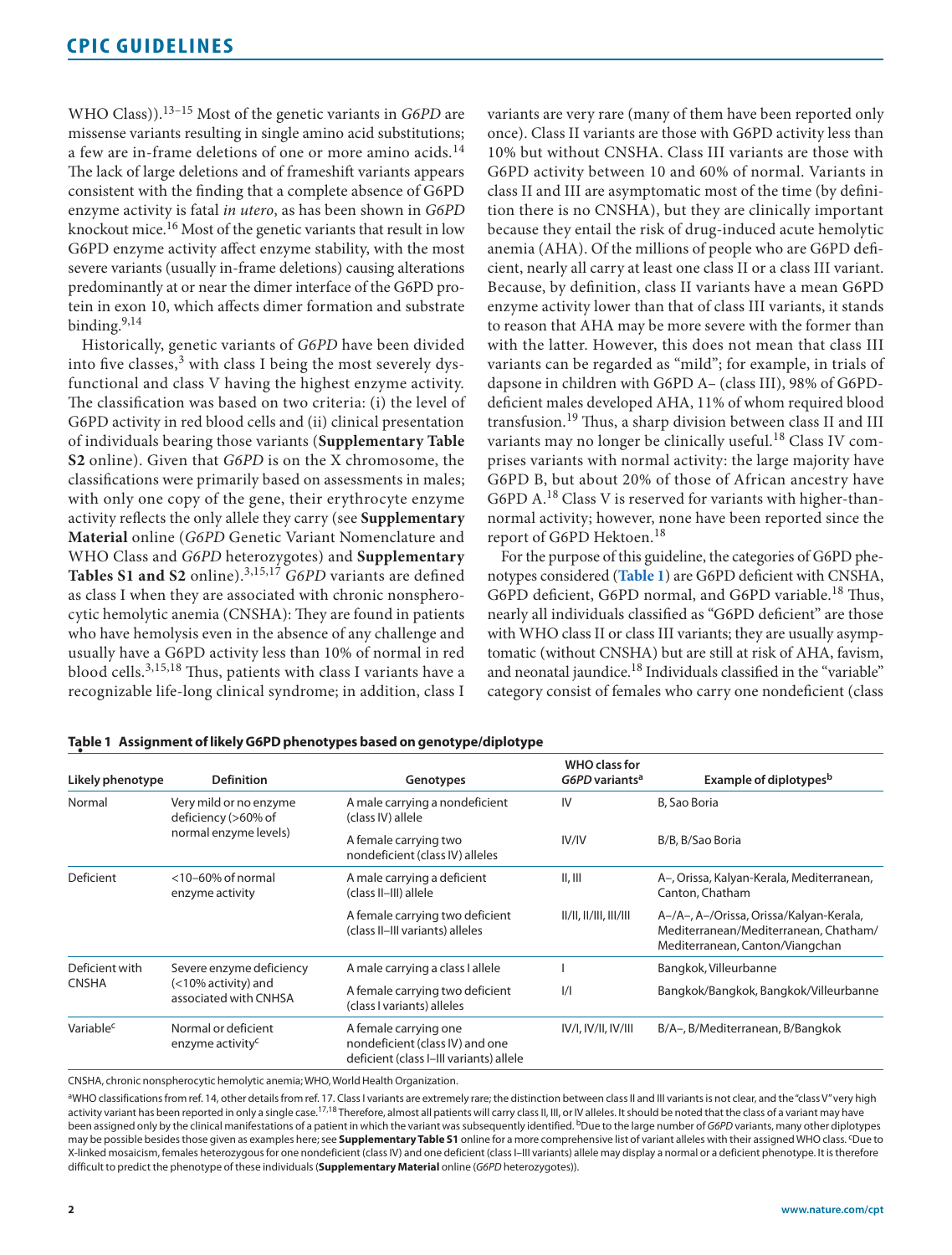WHO Class)).[13–15] Most of the genetic variants in *G6PD* are missense variants resulting in single amino acid substitutions; a few are in-frame deletions of one or more amino acids.[14] The lack of large deletions and of frameshift variants appears consistent with the finding that a complete absence of G6PD enzyme activity is fatal *in utero*, as has been shown in *G6PD* knockout mice.[16] Most of the genetic variants that result in low G6PD enzyme activity affect enzyme stability, with the most severe variants (usually in-frame deletions) causing alterations predominantly at or near the dimer interface of the G6PD protein in exon 10, which affects dimer formation and substrate binding.[9,14]

Historically, genetic variants of *G6PD* have been divided into five classes,[3] with class I being the most severely dysfunctional and class V having the highest enzyme activity. The classification was based on two criteria: (i) the level of G6PD activity in red blood cells and (ii) clinical presentation of individuals bearing those variants (**Supplementary Table S2** online). Given that *G6PD* is on the X chromosome, the classifications were primarily based on assessments in males; with only one copy of the gene, their erythrocyte enzyme activity reflects the only allele they carry (see **Supplementary Material** online (*G6PD* Genetic Variant Nomenclature and WHO Class and *G6PD* heterozygotes) and **Supplementary Tables S1 and S2** online).[3,15,17] *G6PD* variants are defined as class I when they are associated with chronic nonspherocytic hemolytic anemia (CNSHA): They are found in patients who have hemolysis even in the absence of any challenge and usually have a G6PD activity less than 10% of normal in red blood cells.[3,15,18] Thus, patients with class I variants have a recognizable life-long clinical syndrome; in addition, class I variants are very rare (many of them have been reported only once). Class II variants are those with G6PD activity less than 10% but without CNSHA. Class III variants are those with G6PD activity between 10 and 60% of normal. Variants in class II and III are asymptomatic most of the time (by definition there is no CNSHA), but they are clinically important because they entail the risk of drug-induced acute hemolytic anemia (AHA). Of the millions of people who are G6PD deficient, nearly all carry at least one class II or a class III variant. Because, by definition, class II variants have a mean G6PD enzyme activity lower than that of class III variants, it stands to reason that AHA may be more severe with the former than with the latter. However, this does not mean that class III variants can be regarded as "mild"; for example, in trials of dapsone in children with G6PD A– (class III), 98% of G6PD-deficient males developed AHA, 11% of whom required blood transfusion.[19] Thus, a sharp division between class II and III variants may no longer be clinically useful.[18] Class IV comprises variants with normal activity: the large majority have G6PD B, but about 20% of those of African ancestry have G6PD A.[18] Class V is reserved for variants with higher-than-normal activity; however, none have been reported since the report of G6PD Hektoen.[18]

For the purpose of this guideline, the categories of G6PD phenotypes considered (**Table 1**) are G6PD deficient with CNSHA, G6PD deficient, G6PD normal, and G6PD variable.[18] Thus, nearly all individuals classified as "G6PD deficient" are those with WHO class II or class III variants; they are usually asymptomatic (without CNSHA) but are still at risk of AHA, favism, and neonatal jaundice.[18] Individuals classified in the "variable" category consist of females who carry one nondeficient (class

**Table 1 Assignment of likely G6PD phenotypes based on genotype/diplotype**

| Likely phenotype | Definition | Genotypes | WHO class for *G6PD* variants[a] | Example of diplotypes[b] |
|---|---|---|---|---|
| Normal | Very mild or no enzyme deficiency (>60% of normal enzyme levels) | A male carrying a nondeficient (class IV) allele | IV | B, Sao Boria |
| | | A female carrying two nondeficient (class IV) alleles | IV/IV | B/B, B/Sao Boria |
| Deficient | <10–60% of normal enzyme activity | A male carrying a deficient (class II–III) allele | II, III | A–, Orissa, Kalyan-Kerala, Mediterranean, Canton, Chatham |
| | | A female carrying two deficient (class II–III variants) alleles | II/II, II/III, III/III | A–/A–, A–/Orissa, Orissa/Kalyan-Kerala, Mediterranean/Mediterranean, Chatham/Mediterranean, Canton/Viangchan |
| Deficient with CNSHA | Severe enzyme deficiency (<10% activity) and associated with CNHSA | A male carrying a class I allele | I | Bangkok, Villeurbanne |
| | | A female carrying two deficient (class I variants) alleles | I/I | Bangkok/Bangkok, Bangkok/Villeurbanne |
| Variable[c] | Normal or deficient enzyme activity[c] | A female carrying one nondeficient (class IV) and one deficient (class I–III variants) allele | IV/I, IV/II, IV/III | B/A–, B/Mediterranean, B/Bangkok |

CNSHA, chronic nonspherocytic hemolytic anemia; WHO, World Health Organization.

[a]WHO classifications from ref. 14, other details from ref. 17. Class I variants are extremely rare; the distinction between class II and III variants is not clear, and the "class V" very high activity variant has been reported in only a single case.[17,18] Therefore, almost all patients will carry class II, III, or IV alleles. It should be noted that the class of a variant may have been assigned only by the clinical manifestations of a patient in which the variant was subsequently identified. [b]Due to the large number of *G6PD* variants, many other diplotypes may be possible besides those given as examples here; see **Supplementary Table S1** online for a more comprehensive list of variant alleles with their assigned WHO class. [c]Due to X-linked mosaicism, females heterozygous for one nondeficient (class IV) and one deficient (class I–III variants) allele may display a normal or a deficient phenotype. It is therefore difficult to predict the phenotype of these individuals (**Supplementary Material** online (*G6PD* heterozygotes)).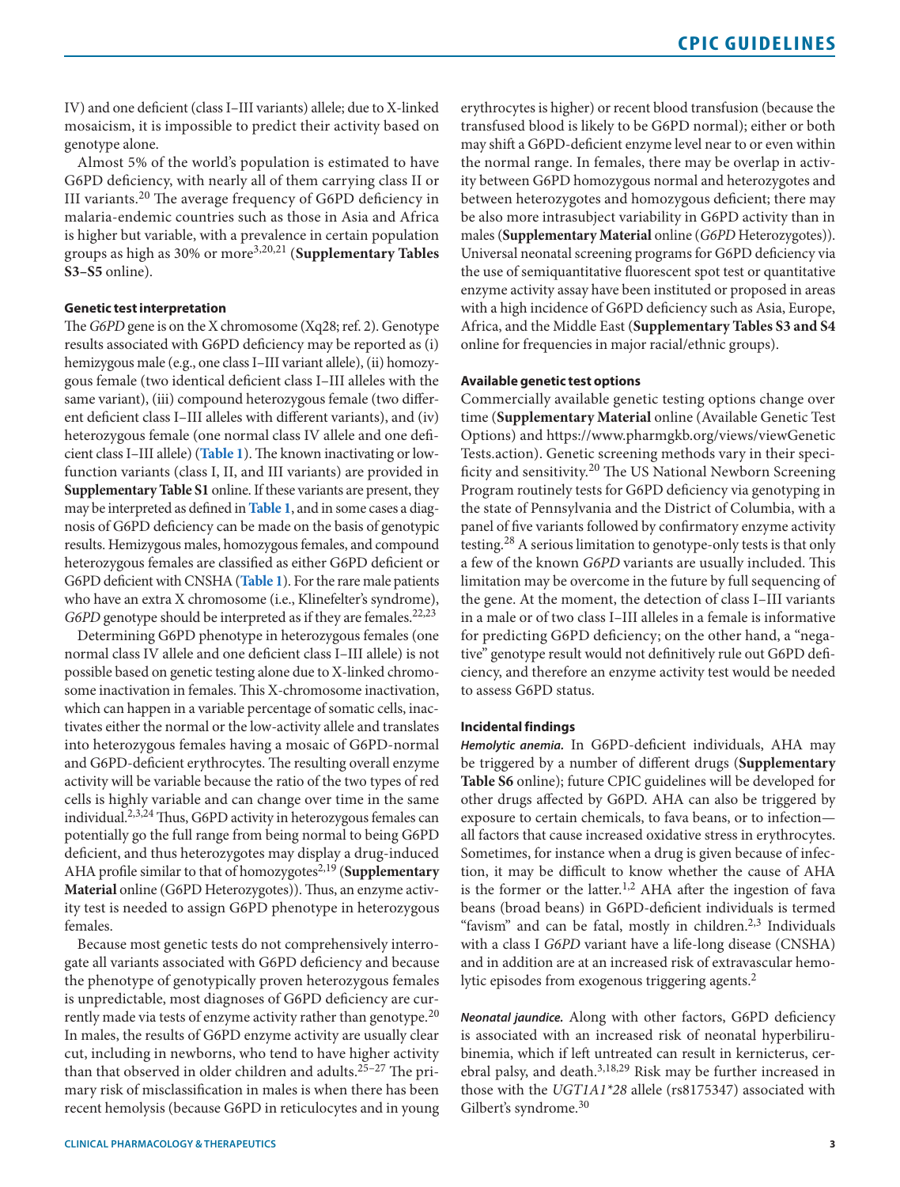IV) and one deficient (class I–III variants) allele; due to X-linked mosaicism, it is impossible to predict their activity based on genotype alone.

Almost 5% of the world's population is estimated to have G6PD deficiency, with nearly all of them carrying class II or III variants.[20] The average frequency of G6PD deficiency in malaria-endemic countries such as those in Asia and Africa is higher but variable, with a prevalence in certain population groups as high as 30% or more[3,20,21] (**Supplementary Tables S3–S5** online).

#### Genetic test interpretation

The *G6PD* gene is on the X chromosome (Xq28; ref. 2). Genotype results associated with G6PD deficiency may be reported as (i) hemizygous male (e.g., one class I–III variant allele), (ii) homozygous female (two identical deficient class I–III alleles with the same variant), (iii) compound heterozygous female (two different deficient class I–III alleles with different variants), and (iv) heterozygous female (one normal class IV allele and one deficient class I–III allele) (**Table 1**). The known inactivating or low-function variants (class I, II, and III variants) are provided in **Supplementary Table S1** online. If these variants are present, they may be interpreted as defined in **Table 1**, and in some cases a diagnosis of G6PD deficiency can be made on the basis of genotypic results. Hemizygous males, homozygous females, and compound heterozygous females are classified as either G6PD deficient or G6PD deficient with CNSHA (**Table 1**). For the rare male patients who have an extra X chromosome (i.e., Klinefelter's syndrome), *G6PD* genotype should be interpreted as if they are females.[22,23]

Determining G6PD phenotype in heterozygous females (one normal class IV allele and one deficient class I–III allele) is not possible based on genetic testing alone due to X-linked chromosome inactivation in females. This X-chromosome inactivation, which can happen in a variable percentage of somatic cells, inactivates either the normal or the low-activity allele and translates into heterozygous females having a mosaic of G6PD-normal and G6PD-deficient erythrocytes. The resulting overall enzyme activity will be variable because the ratio of the two types of red cells is highly variable and can change over time in the same individual.[2,3,24] Thus, G6PD activity in heterozygous females can potentially go the full range from being normal to being G6PD deficient, and thus heterozygotes may display a drug-induced AHA profile similar to that of homozygotes[2,19] (**Supplementary Material** online (G6PD Heterozygotes)). Thus, an enzyme activity test is needed to assign G6PD phenotype in heterozygous females.

Because most genetic tests do not comprehensively interrogate all variants associated with G6PD deficiency and because the phenotype of genotypically proven heterozygous females is unpredictable, most diagnoses of G6PD deficiency are currently made via tests of enzyme activity rather than genotype.[20] In males, the results of G6PD enzyme activity are usually clear cut, including in newborns, who tend to have higher activity than that observed in older children and adults.[25–27] The primary risk of misclassification in males is when there has been recent hemolysis (because G6PD in reticulocytes and in young erythrocytes is higher) or recent blood transfusion (because the transfused blood is likely to be G6PD normal); either or both may shift a G6PD-deficient enzyme level near to or even within the normal range. In females, there may be overlap in activity between G6PD homozygous normal and heterozygotes and between heterozygotes and homozygous deficient; there may be also more intrasubject variability in G6PD activity than in males (**Supplementary Material** online (*G6PD* Heterozygotes)). Universal neonatal screening programs for G6PD deficiency via the use of semiquantitative fluorescent spot test or quantitative enzyme activity assay have been instituted or proposed in areas with a high incidence of G6PD deficiency such as Asia, Europe, Africa, and the Middle East (**Supplementary Tables S3 and S4** online for frequencies in major racial/ethnic groups).

#### Available genetic test options

Commercially available genetic testing options change over time (**Supplementary Material** online (Available Genetic Test Options) and https://www.pharmgkb.org/views/viewGeneticTests.action). Genetic screening methods vary in their specificity and sensitivity.[20] The US National Newborn Screening Program routinely tests for G6PD deficiency via genotyping in the state of Pennsylvania and the District of Columbia, with a panel of five variants followed by confirmatory enzyme activity testing.[28] A serious limitation to genotype-only tests is that only a few of the known *G6PD* variants are usually included. This limitation may be overcome in the future by full sequencing of the gene. At the moment, the detection of class I–III variants in a male or of two class I–III alleles in a female is informative for predicting G6PD deficiency; on the other hand, a "negative" genotype result would not definitively rule out G6PD deficiency, and therefore an enzyme activity test would be needed to assess G6PD status.

#### Incidental findings

***Hemolytic anemia.*** In G6PD-deficient individuals, AHA may be triggered by a number of different drugs (**Supplementary Table S6** online); future CPIC guidelines will be developed for other drugs affected by G6PD. AHA can also be triggered by exposure to certain chemicals, to fava beans, or to infection—all factors that cause increased oxidative stress in erythrocytes. Sometimes, for instance when a drug is given because of infection, it may be difficult to know whether the cause of AHA is the former or the latter.[1,2] AHA after the ingestion of fava beans (broad beans) in G6PD-deficient individuals is termed "favism" and can be fatal, mostly in children.[2,3] Individuals with a class I *G6PD* variant have a life-long disease (CNSHA) and in addition are at an increased risk of extravascular hemolytic episodes from exogenous triggering agents.[2]

***Neonatal jaundice.*** Along with other factors, G6PD deficiency is associated with an increased risk of neonatal hyperbilirubinemia, which if left untreated can result in kernicterus, cerebral palsy, and death.[3,18,29] Risk may be further increased in those with the *UGT1A1\*28* allele (rs8175347) associated with Gilbert's syndrome.[30]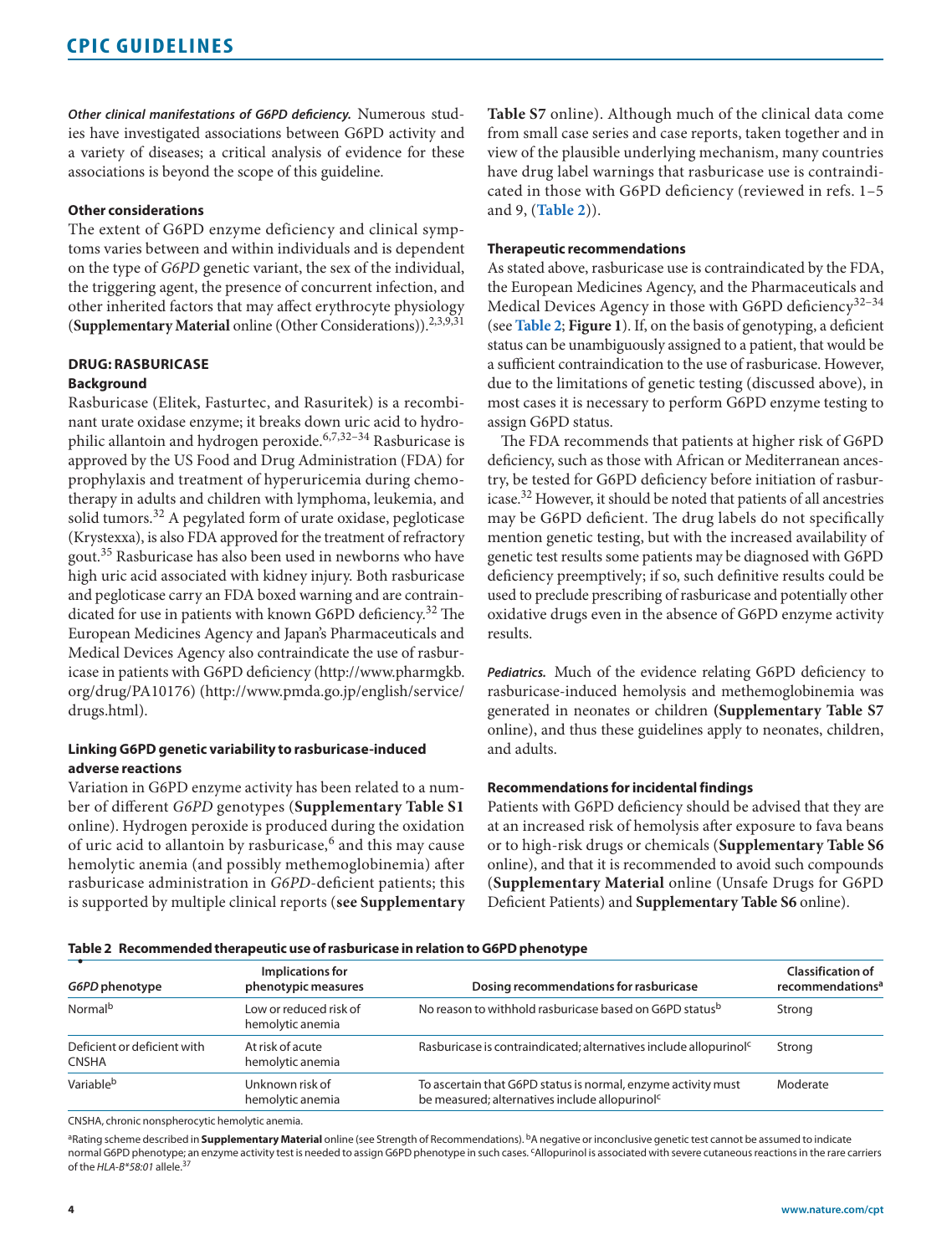***Other clinical manifestations of G6PD deficiency.*** Numerous studies have investigated associations between G6PD activity and a variety of diseases; a critical analysis of evidence for these associations is beyond the scope of this guideline.

#### Other considerations

The extent of G6PD enzyme deficiency and clinical symptoms varies between and within individuals and is dependent on the type of *G6PD* genetic variant, the sex of the individual, the triggering agent, the presence of concurrent infection, and other inherited factors that may affect erythrocyte physiology (**Supplementary Material** online (Other Considerations)).[2,3,9,31]

### DRUG: RASBURICASE

#### Background

Rasburicase (Elitek, Fasturtec, and Rasuritek) is a recombinant urate oxidase enzyme; it breaks down uric acid to hydrophilic allantoin and hydrogen peroxide.[6,7,32–34] Rasburicase is approved by the US Food and Drug Administration (FDA) for prophylaxis and treatment of hyperuricemia during chemotherapy in adults and children with lymphoma, leukemia, and solid tumors.[32] A pegylated form of urate oxidase, pegloticase (Krystexxa), is also FDA approved for the treatment of refractory gout.[35] Rasburicase has also been used in newborns who have high uric acid associated with kidney injury. Both rasburicase and pegloticase carry an FDA boxed warning and are contraindicated for use in patients with known G6PD deficiency.[32] The European Medicines Agency and Japan's Pharmaceuticals and Medical Devices Agency also contraindicate the use of rasburicase in patients with G6PD deficiency (http://www.pharmgkb.org/drug/PA10176) (http://www.pmda.go.jp/english/service/drugs.html).

#### Linking G6PD genetic variability to rasburicase-induced adverse reactions

Variation in G6PD enzyme activity has been related to a number of different *G6PD* genotypes (**Supplementary Table S1** online). Hydrogen peroxide is produced during the oxidation of uric acid to allantoin by rasburicase,[6] and this may cause hemolytic anemia (and possibly methemoglobinemia) after rasburicase administration in *G6PD*-deficient patients; this is supported by multiple clinical reports (**see Supplementary Table S7** online). Although much of the clinical data come from small case series and case reports, taken together and in view of the plausible underlying mechanism, many countries have drug label warnings that rasburicase use is contraindicated in those with G6PD deficiency (reviewed in refs. 1–5 and 9, (**Table 2**)).

#### Therapeutic recommendations

As stated above, rasburicase use is contraindicated by the FDA, the European Medicines Agency, and the Pharmaceuticals and Medical Devices Agency in those with G6PD deficiency[32–34] (see **Table 2**; **Figure 1**). If, on the basis of genotyping, a deficient status can be unambiguously assigned to a patient, that would be a sufficient contraindication to the use of rasburicase. However, due to the limitations of genetic testing (discussed above), in most cases it is necessary to perform G6PD enzyme testing to assign G6PD status.

The FDA recommends that patients at higher risk of G6PD deficiency, such as those with African or Mediterranean ancestry, be tested for G6PD deficiency before initiation of rasburicase.[32] However, it should be noted that patients of all ancestries may be G6PD deficient. The drug labels do not specifically mention genetic testing, but with the increased availability of genetic test results some patients may be diagnosed with G6PD deficiency preemptively; if so, such definitive results could be used to preclude prescribing of rasburicase and potentially other oxidative drugs even in the absence of G6PD enzyme activity results.

***Pediatrics.*** Much of the evidence relating G6PD deficiency to rasburicase-induced hemolysis and methemoglobinemia was generated in neonates or children **(Supplementary Table S7** online), and thus these guidelines apply to neonates, children, and adults.

#### Recommendations for incidental findings

Patients with G6PD deficiency should be advised that they are at an increased risk of hemolysis after exposure to fava beans or to high-risk drugs or chemicals (**Supplementary Table S6** online), and that it is recommended to avoid such compounds (**Supplementary Material** online (Unsafe Drugs for G6PD Deficient Patients) and **Supplementary Table S6** online).

**Table 2 Recommended therapeutic use of rasburicase in relation to G6PD phenotype**

| *G6PD* phenotype | Implications for phenotypic measures | Dosing recommendations for rasburicase | Classification of recommendations[a] |
|---|---|---|---|
| Normal[b] | Low or reduced risk of hemolytic anemia | No reason to withhold rasburicase based on G6PD status[b] | Strong |
| Deficient or deficient with CNSHA | At risk of acute hemolytic anemia | Rasburicase is contraindicated; alternatives include allopurinol[c] | Strong |
| Variable[b] | Unknown risk of hemolytic anemia | To ascertain that G6PD status is normal, enzyme activity must be measured; alternatives include allopurinol[c] | Moderate |

CNSHA, chronic nonspherocytic hemolytic anemia.

[a]Rating scheme described in **Supplementary Material** online (see Strength of Recommendations). [b]A negative or inconclusive genetic test cannot be assumed to indicate normal G6PD phenotype; an enzyme activity test is needed to assign G6PD phenotype in such cases. [c]Allopurinol is associated with severe cutaneous reactions in the rare carriers of the *HLA-B\*58:01* allele.[37]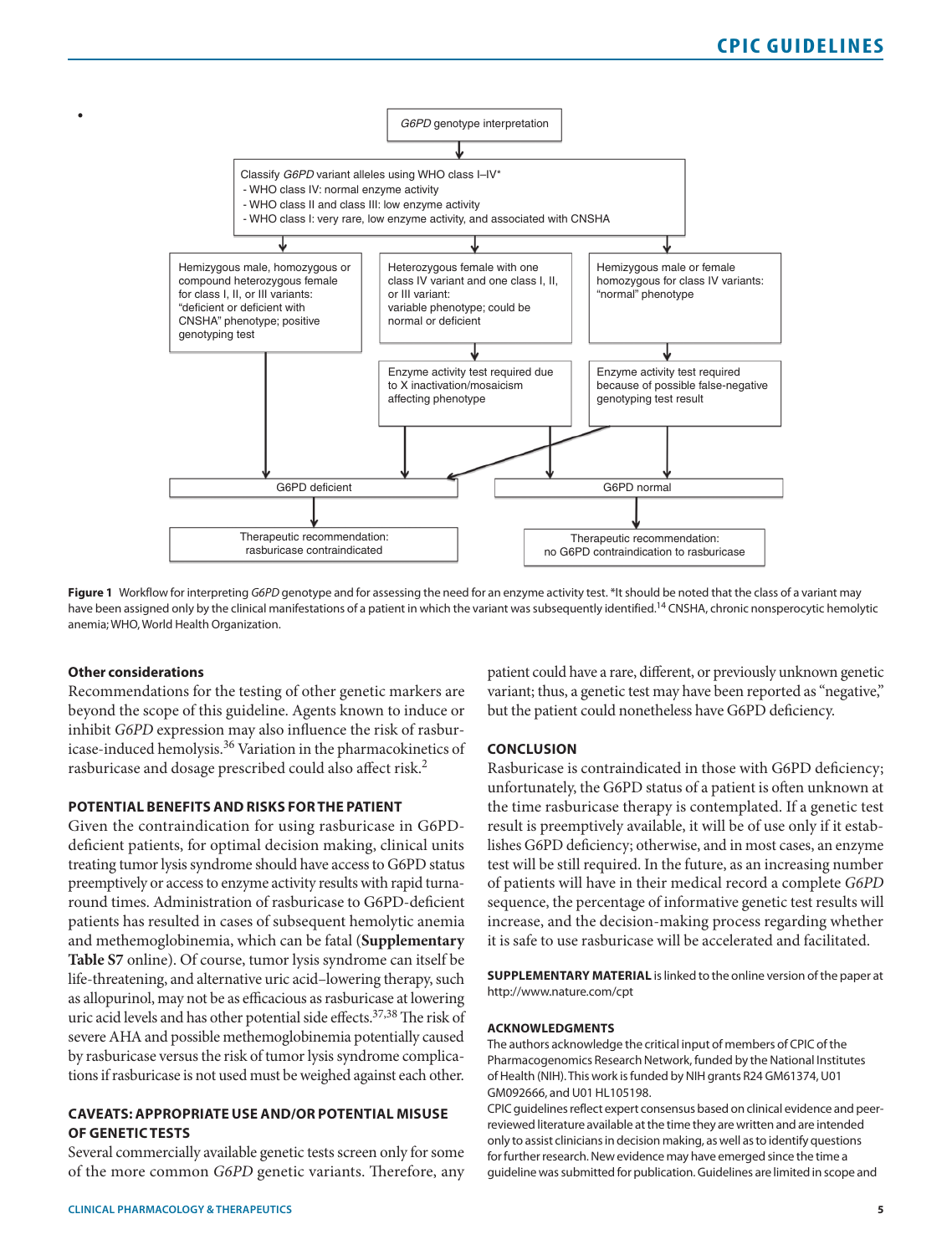G6PD genotype interpretation

Classify *G6PD* variant alleles using WHO class I–IV*
- WHO class IV: normal enzyme activity
- WHO class II and class III: low enzyme activity
- WHO class I: very rare, low enzyme activity, and associated with CNSHA

Hemizygous male, homozygous or compound heterozygous female for class I, II, or III variants: "deficient or deficient with CNSHA" phenotype; positive genotyping test

Heterozygous female with one class IV variant and one class I, II, or III variant: variable phenotype; could be normal or deficient

Hemizygous male or female homozygous for class IV variants: "normal" phenotype

Enzyme activity test required due to X inactivation/mosaicism affecting phenotype

Enzyme activity test required because of possible false-negative genotyping test result

G6PD deficient

G6PD normal

Therapeutic recommendation: rasburicase contraindicated

Therapeutic recommendation: no G6PD contraindication to rasburicase

**Figure 1** Workflow for interpreting *G6PD* genotype and for assessing the need for an enzyme activity test. *It should be noted that the class of a variant may have been assigned only by the clinical manifestations of a patient in which the variant was subsequently identified.[14] CNSHA, chronic nonsperocytic hemolytic anemia; WHO, World Health Organization.

### Other considerations

Recommendations for the testing of other genetic markers are beyond the scope of this guideline. Agents known to induce or inhibit *G6PD* expression may also influence the risk of rasburicase-induced hemolysis.[36] Variation in the pharmacokinetics of rasburicase and dosage prescribed could also affect risk.[2]

## POTENTIAL BENEFITS AND RISKS FOR THE PATIENT

Given the contraindication for using rasburicase in G6PD-deficient patients, for optimal decision making, clinical units treating tumor lysis syndrome should have access to G6PD status preemptively or access to enzyme activity results with rapid turnaround times. Administration of rasburicase to G6PD-deficient patients has resulted in cases of subsequent hemolytic anemia and methemoglobinemia, which can be fatal (**Supplementary Table S7** online). Of course, tumor lysis syndrome can itself be life-threatening, and alternative uric acid–lowering therapy, such as allopurinol, may not be as efficacious as rasburicase at lowering uric acid levels and has other potential side effects.[37,38] The risk of severe AHA and possible methemoglobinemia potentially caused by rasburicase versus the risk of tumor lysis syndrome complications if rasburicase is not used must be weighed against each other.

## CAVEATS: APPROPRIATE USE AND/OR POTENTIAL MISUSE OF GENETIC TESTS

Several commercially available genetic tests screen only for some of the more common *G6PD* genetic variants. Therefore, any patient could have a rare, different, or previously unknown genetic variant; thus, a genetic test may have been reported as "negative," but the patient could nonetheless have G6PD deficiency.

## CONCLUSION

Rasburicase is contraindicated in those with G6PD deficiency; unfortunately, the G6PD status of a patient is often unknown at the time rasburicase therapy is contemplated. If a genetic test result is preemptively available, it will be of use only if it establishes G6PD deficiency; otherwise, and in most cases, an enzyme test will be still required. In the future, as an increasing number of patients will have in their medical record a complete *G6PD* sequence, the percentage of informative genetic test results will increase, and the decision-making process regarding whether it is safe to use rasburicase will be accelerated and facilitated.

**SUPPLEMENTARY MATERIAL** is linked to the online version of the paper at http://www.nature.com/cpt

## ACKNOWLEDGMENTS

The authors acknowledge the critical input of members of CPIC of the Pharmacogenomics Research Network, funded by the National Institutes of Health (NIH). This work is funded by NIH grants R24 GM61374, U01 GM092666, and U01 HL105198.

CPIC guidelines reflect expert consensus based on clinical evidence and peer-reviewed literature available at the time they are written and are intended only to assist clinicians in decision making, as well as to identify questions for further research. New evidence may have emerged since the time a guideline was submitted for publication. Guidelines are limited in scope and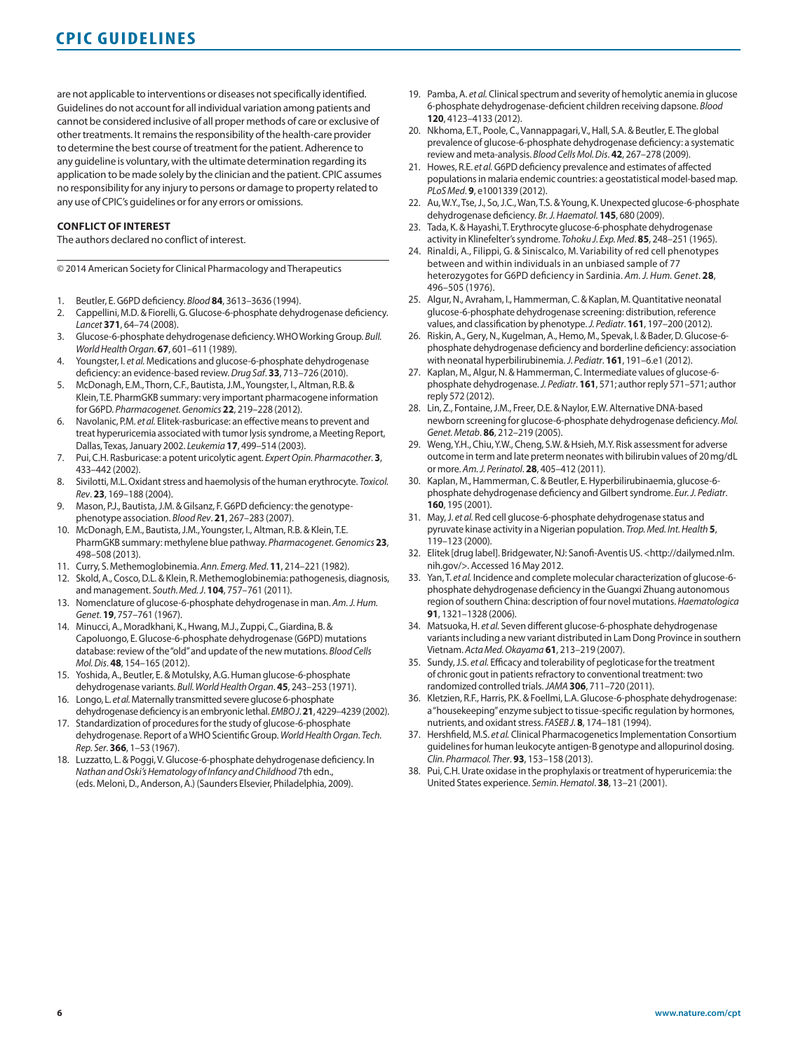are not applicable to interventions or diseases not specifically identified. Guidelines do not account for all individual variation among patients and cannot be considered inclusive of all proper methods of care or exclusive of other treatments. It remains the responsibility of the health-care provider to determine the best course of treatment for the patient. Adherence to any guideline is voluntary, with the ultimate determination regarding its application to be made solely by the clinician and the patient. CPIC assumes no responsibility for any injury to persons or damage to property related to any use of CPIC's guidelines or for any errors or omissions.

**CONFLICT OF INTEREST**

The authors declared no conflict of interest.

© 2014 American Society for Clinical Pharmacology and Therapeutics

1. Beutler, E. G6PD deficiency. *Blood* **84**, 3613–3636 (1994).
2. Cappellini, M.D. & Fiorelli, G. Glucose-6-phosphate dehydrogenase deficiency. *Lancet* **371**, 64–74 (2008).
3. Glucose-6-phosphate dehydrogenase deficiency. WHO Working Group. *Bull. World Health Organ*. **67**, 601–611 (1989).
4. Youngster, I. *et al.* Medications and glucose-6-phosphate dehydrogenase deficiency: an evidence-based review. *Drug Saf*. **33**, 713–726 (2010).
5. McDonagh, E.M., Thorn, C.F., Bautista, J.M., Youngster, I., Altman, R.B. & Klein, T.E. PharmGKB summary: very important pharmacogene information for G6PD. *Pharmacogenet. Genomics* **22**, 219–228 (2012).
6. Navolanic, P.M. *et al.* Elitek-rasburicase: an effective means to prevent and treat hyperuricemia associated with tumor lysis syndrome, a Meeting Report, Dallas, Texas, January 2002. *Leukemia* **17**, 499–514 (2003).
7. Pui, C.H. Rasburicase: a potent uricolytic agent. *Expert Opin. Pharmacother*. **3**, 433–442 (2002).
8. Sivilotti, M.L. Oxidant stress and haemolysis of the human erythrocyte. *Toxicol. Rev*. **23**, 169–188 (2004).
9. Mason, P.J., Bautista, J.M. & Gilsanz, F. G6PD deficiency: the genotype-phenotype association. *Blood Rev*. **21**, 267–283 (2007).
10. McDonagh, E.M., Bautista, J.M., Youngster, I., Altman, R.B. & Klein, T.E. PharmGKB summary: methylene blue pathway. *Pharmacogenet. Genomics* **23**, 498–508 (2013).
11. Curry, S. Methemoglobinemia. *Ann. Emerg. Med*. **11**, 214–221 (1982).
12. Skold, A., Cosco, D.L. & Klein, R. Methemoglobinemia: pathogenesis, diagnosis, and management. *South. Med. J*. **104**, 757–761 (2011).
13. Nomenclature of glucose-6-phosphate dehydrogenase in man. *Am. J. Hum. Genet*. **19**, 757–761 (1967).
14. Minucci, A., Moradkhani, K., Hwang, M.J., Zuppi, C., Giardina, B. & Capoluongo, E. Glucose-6-phosphate dehydrogenase (G6PD) mutations database: review of the "old" and update of the new mutations. *Blood Cells Mol. Dis*. **48**, 154–165 (2012).
15. Yoshida, A., Beutler, E. & Motulsky, A.G. Human glucose-6-phosphate dehydrogenase variants. *Bull. World Health Organ*. **45**, 243–253 (1971).
16. Longo, L. *et al.* Maternally transmitted severe glucose 6-phosphate dehydrogenase deficiency is an embryonic lethal. *EMBO J*. **21**, 4229–4239 (2002).
17. Standardization of procedures for the study of glucose-6-phosphate dehydrogenase. Report of a WHO Scientific Group. *World Health Organ. Tech. Rep. Ser*. **366**, 1–53 (1967).
18. Luzzatto, L. & Poggi, V. Glucose-6-phosphate dehydrogenase deficiency. In *Nathan and Oski's Hematology of Infancy and Childhood* 7th edn., (eds. Meloni, D., Anderson, A.) (Saunders Elsevier, Philadelphia, 2009).
19. Pamba, A. *et al.* Clinical spectrum and severity of hemolytic anemia in glucose 6-phosphate dehydrogenase-deficient children receiving dapsone. *Blood* **120**, 4123–4133 (2012).
20. Nkhoma, E.T., Poole, C., Vannappagari, V., Hall, S.A. & Beutler, E. The global prevalence of glucose-6-phosphate dehydrogenase deficiency: a systematic review and meta-analysis. *Blood Cells Mol. Dis*. **42**, 267–278 (2009).
21. Howes, R.E. *et al.* G6PD deficiency prevalence and estimates of affected populations in malaria endemic countries: a geostatistical model-based map. *PLoS Med*. **9**, e1001339 (2012).
22. Au, W.Y., Tse, J., So, J.C., Wan, T.S. & Young, K. Unexpected glucose-6-phosphate dehydrogenase deficiency. *Br. J. Haematol*. **145**, 680 (2009).
23. Tada, K. & Hayashi, T. Erythrocyte glucose-6-phosphate dehydrogenase activity in Klinefelter's syndrome. *Tohoku J. Exp. Med*. **85**, 248–251 (1965).
24. Rinaldi, A., Filippi, G. & Siniscalco, M. Variability of red cell phenotypes between and within individuals in an unbiased sample of 77 heterozygotes for G6PD deficiency in Sardinia. *Am. J. Hum. Genet*. **28**, 496–505 (1976).
25. Algur, N., Avraham, I., Hammerman, C. & Kaplan, M. Quantitative neonatal glucose-6-phosphate dehydrogenase screening: distribution, reference values, and classification by phenotype. *J. Pediatr*. **161**, 197–200 (2012).
26. Riskin, A., Gery, N., Kugelman, A., Hemo, M., Spevak, I. & Bader, D. Glucose-6-phosphate dehydrogenase deficiency and borderline deficiency: association with neonatal hyperbilirubinemia. *J. Pediatr*. **161**, 191–6.e1 (2012).
27. Kaplan, M., Algur, N. & Hammerman, C. Intermediate values of glucose-6-phosphate dehydrogenase. *J. Pediatr*. **161**, 571; author reply 571–571; author reply 572 (2012).
28. Lin, Z., Fontaine, J.M., Freer, D.E. & Naylor, E.W. Alternative DNA-based newborn screening for glucose-6-phosphate dehydrogenase deficiency. *Mol. Genet. Metab*. **86**, 212–219 (2005).
29. Weng, Y.H., Chiu, Y.W., Cheng, S.W. & Hsieh, M.Y. Risk assessment for adverse outcome in term and late preterm neonates with bilirubin values of 20 mg/dL or more. *Am. J. Perinatol*. **28**, 405–412 (2011).
30. Kaplan, M., Hammerman, C. & Beutler, E. Hyperbilirubinaemia, glucose-6-phosphate dehydrogenase deficiency and Gilbert syndrome. *Eur. J. Pediatr*. **160**, 195 (2001).
31. May, J. *et al.* Red cell glucose-6-phosphate dehydrogenase status and pyruvate kinase activity in a Nigerian population. *Trop. Med. Int. Health* **5**, 119–123 (2000).
32. Elitek [drug label]. Bridgewater, NJ: Sanofi-Aventis US. <http://dailymed.nlm.nih.gov/>. Accessed 16 May 2012.
33. Yan, T. *et al.* Incidence and complete molecular characterization of glucose-6-phosphate dehydrogenase deficiency in the Guangxi Zhuang autonomous region of southern China: description of four novel mutations. *Haematologica* **91**, 1321–1328 (2006).
34. Matsuoka, H. *et al.* Seven different glucose-6-phosphate dehydrogenase variants including a new variant distributed in Lam Dong Province in southern Vietnam. *Acta Med. Okayama* **61**, 213–219 (2007).
35. Sundy, J.S. *et al.* Efficacy and tolerability of pegloticase for the treatment of chronic gout in patients refractory to conventional treatment: two randomized controlled trials. *JAMA* **306**, 711–720 (2011).
36. Kletzien, R.F., Harris, P.K. & Foellmi, L.A. Glucose-6-phosphate dehydrogenase: a "housekeeping" enzyme subject to tissue-specific regulation by hormones, nutrients, and oxidant stress. *FASEB J*. **8**, 174–181 (1994).
37. Hershfield, M.S. *et al.* Clinical Pharmacogenetics Implementation Consortium guidelines for human leukocyte antigen-B genotype and allopurinol dosing. *Clin. Pharmacol. Ther*. **93**, 153–158 (2013).
38. Pui, C.H. Urate oxidase in the prophylaxis or treatment of hyperuricemia: the United States experience. *Semin. Hematol*. **38**, 13–21 (2001).